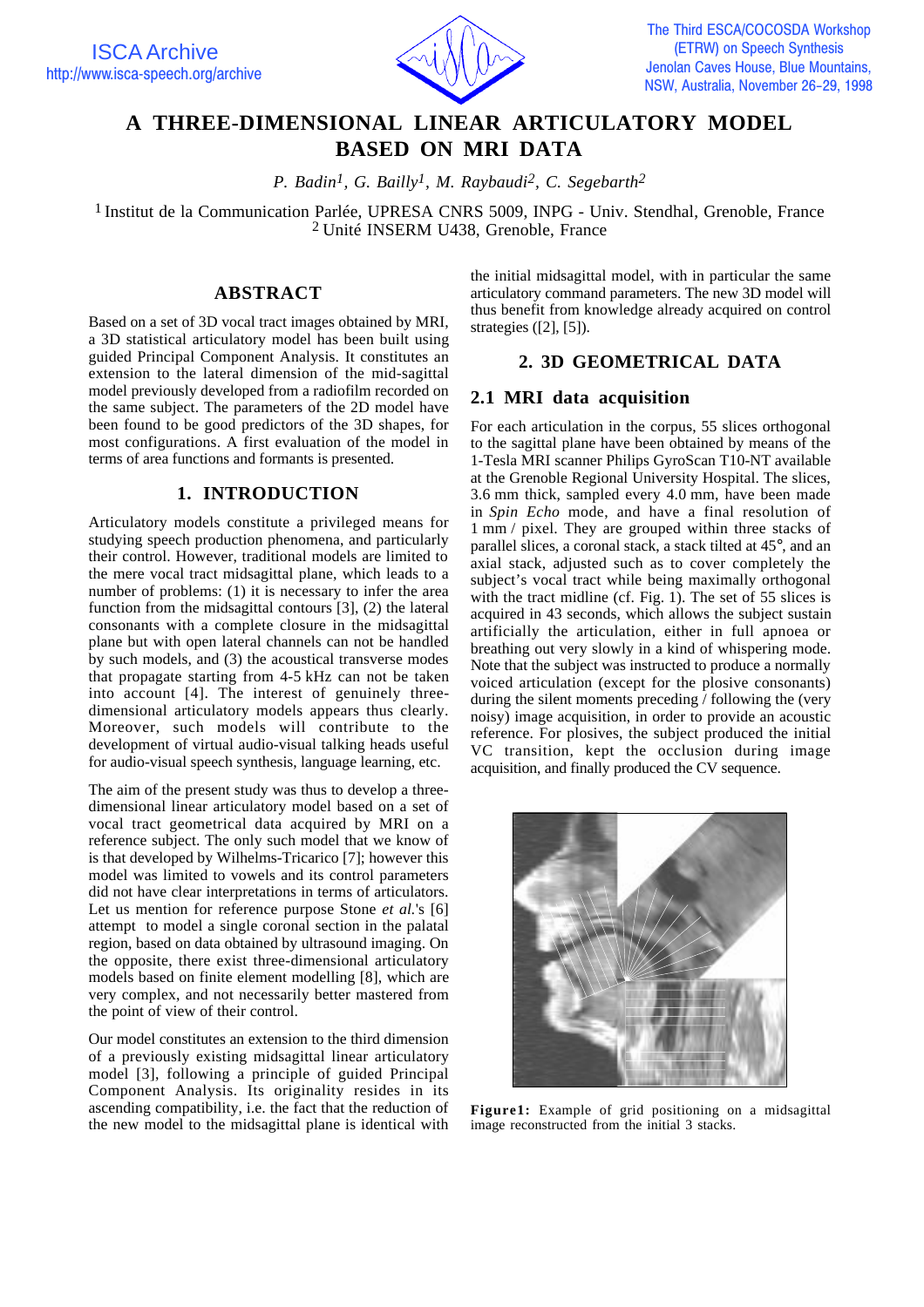# A THREE-DIMENSIONAL LINEAR ARTICULATORY MODEL BASED ON MRI DATA

*P. Badin[1], G. Bailly[1], M. Raybaudi[2], C. Segebarth[2]*

[1] Institut de la Communication Parlée, UPRESA CNRS 5009, INPG - Univ. Stendhal, Grenoble, France
[2] Unité INSERM U438, Grenoble, France

## ABSTRACT

Based on a set of 3D vocal tract images obtained by MRI, a 3D statistical articulatory model has been built using guided Principal Component Analysis. It constitutes an extension to the lateral dimension of the mid-sagittal model previously developed from a radiofilm recorded on the same subject. The parameters of the 2D model have been found to be good predictors of the 3D shapes, for most configurations. A first evaluation of the model in terms of area functions and formants is presented.

## 1. INTRODUCTION

Articulatory models constitute a privileged means for studying speech production phenomena, and particularly their control. However, traditional models are limited to the mere vocal tract midsagittal plane, which leads to a number of problems: (1) it is necessary to infer the area function from the midsagittal contours [3], (2) the lateral consonants with a complete closure in the midsagittal plane but with open lateral channels can not be handled by such models, and (3) the acoustical transverse modes that propagate starting from 4-5 kHz can not be taken into account [4]. The interest of genuinely three-dimensional articulatory models appears thus clearly. Moreover, such models will contribute to the development of virtual audio-visual talking heads useful for audio-visual speech synthesis, language learning, etc.

The aim of the present study was thus to develop a three-dimensional linear articulatory model based on a set of vocal tract geometrical data acquired by MRI on a reference subject. The only such model that we know of is that developed by Wilhelms-Tricarico [7]; however this model was limited to vowels and its control parameters did not have clear interpretations in terms of articulators. Let us mention for reference purpose Stone *et al.*'s [6] attempt to model a single coronal section in the palatal region, based on data obtained by ultrasound imaging. On the opposite, there exist three-dimensional articulatory models based on finite element modelling [8], which are very complex, and not necessarily better mastered from the point of view of their control.

Our model constitutes an extension to the third dimension of a previously existing midsagittal linear articulatory model [3], following a principle of guided Principal Component Analysis. Its originality resides in its ascending compatibility, i.e. the fact that the reduction of the new model to the midsagittal plane is identical with the initial midsagittal model, with in particular the same articulatory command parameters. The new 3D model will thus benefit from knowledge already acquired on control strategies ([2], [5]).

## 2. 3D GEOMETRICAL DATA

### 2.1 MRI data acquisition

For each articulation in the corpus, 55 slices orthogonal to the sagittal plane have been obtained by means of the 1-Tesla MRI scanner Philips GyroScan T10-NT available at the Grenoble Regional University Hospital. The slices, 3.6 mm thick, sampled every 4.0 mm, have been made in *Spin Echo* mode, and have a final resolution of 1 mm / pixel. They are grouped within three stacks of parallel slices, a coronal stack, a stack tilted at 45°, and an axial stack, adjusted such as to cover completely the subject's vocal tract while being maximally orthogonal with the tract midline (cf. Fig. 1). The set of 55 slices is acquired in 43 seconds, which allows the subject sustain artificially the articulation, either in full apnoea or breathing out very slowly in a kind of whispering mode. Note that the subject was instructed to produce a normally voiced articulation (except for the plosive consonants) during the silent moments preceding / following the (very noisy) image acquisition, in order to provide an acoustic reference. For plosives, the subject produced the initial VC transition, kept the occlusion during image acquisition, and finally produced the CV sequence.

**Figure1:** Example of grid positioning on a midsagittal image reconstructed from the initial 3 stacks.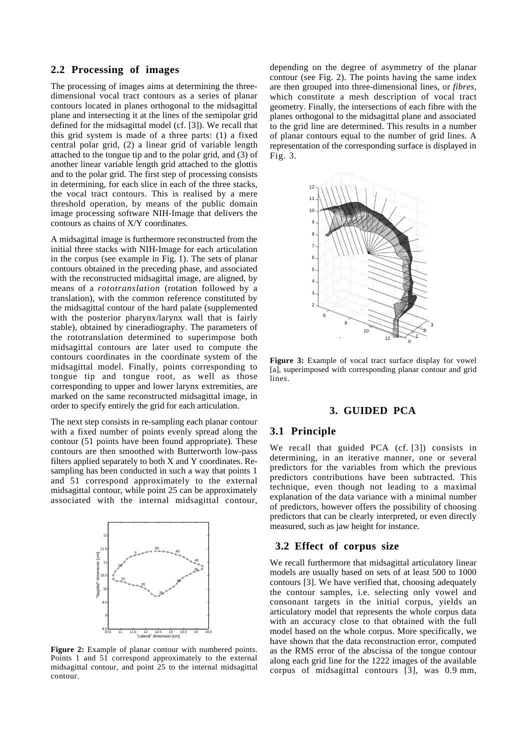## 2.2 Processing of images

The processing of images aims at determining the three-dimensional vocal tract contours as a series of planar contours located in planes orthogonal to the midsagittal plane and intersecting it at the lines of the semipolar grid defined for the midsagittal model (cf. [3]). We recall that this grid system is made of a three parts: (1) a fixed central polar grid, (2) a linear grid of variable length attached to the tongue tip and to the polar grid, and (3) of another linear variable length grid attached to the glottis and to the polar grid. The first step of processing consists in determining, for each slice in each of the three stacks, the vocal tract contours. This is realised by a mere threshold operation, by means of the public domain image processing software NIH-Image that delivers the contours as chains of X/Y coordinates.

A midsagittal image is furthermore reconstructed from the initial three stacks with NIH-Image for each articulation in the corpus (see example in Fig. 1). The sets of planar contours obtained in the preceding phase, and associated with the reconstructed midsagittal image, are aligned, by means of a *rototranslation* (rotation followed by a translation), with the common reference constituted by the midsagittal contour of the hard palate (supplemented with the posterior pharynx/larynx wall that is fairly stable), obtained by cineradiography. The parameters of the rototranslation determined to superimpose both midsagittal contours are later used to compute the contours coordinates in the coordinate system of the midsagittal model. Finally, points corresponding to tongue tip and tongue root, as well as those corresponding to upper and lower larynx extremities, are marked on the same reconstructed midsagittal image, in order to specify entirely the grid for each articulation.

The next step consists in re-sampling each planar contour with a fixed number of points evenly spread along the contour (51 points have been found appropriate). These contours are then smoothed with Butterworth low-pass filters applied separately to both X and Y coordinates. Re-sampling has been conducted in such a way that points 1 and 51 correspond approximately to the external midsagittal contour, while point 25 can be approximately associated with the internal midsagittal contour, depending on the degree of asymmetry of the planar contour (see Fig. 2). The points having the same index are then grouped into three-dimensional lines, or *fibres*, which constitute a mesh description of vocal tract geometry. Finally, the intersections of each fibre with the planes orthogonal to the midsagittal plane and associated to the grid line are determined. This results in a number of planar contours equal to the number of grid lines. A representation of the corresponding surface is displayed in Fig. 3.

**Figure 2:** Example of planar contour with numbered points. Points 1 and 51 correspond approximately to the external midsagittal contour, and point 25 to the internal midsagittal contour.

**Figure 3:** Example of vocal tract surface display for vowel [a], superimposed with corresponding planar contour and grid lines.

## 3. GUIDED PCA

### 3.1 Principle

We recall that guided PCA (cf. [3]) consists in determining, in an iterative manner, one or several predictors for the variables from which the previous predictors contributions have been subtracted. This technique, even though not leading to a maximal explanation of the data variance with a minimal number of predictors, however offers the possibility of choosing predictors that can be clearly interpreted, or even directly measured, such as jaw height for instance.

### 3.2 Effect of corpus size

We recall furthermore that midsagittal articulatory linear models are usually based on sets of at least 500 to 1000 contours [3]. We have verified that, choosing adequately the contour samples, i.e. selecting only vowel and consonant targets in the initial corpus, yields an articulatory model that represents the whole corpus data with an accuracy close to that obtained with the full model based on the whole corpus. More specifically, we have shown that the data reconstruction error, computed as the RMS error of the abscissa of the tongue contour along each grid line for the 1222 images of the available corpus of midsagittal contours [3], was 0.9 mm,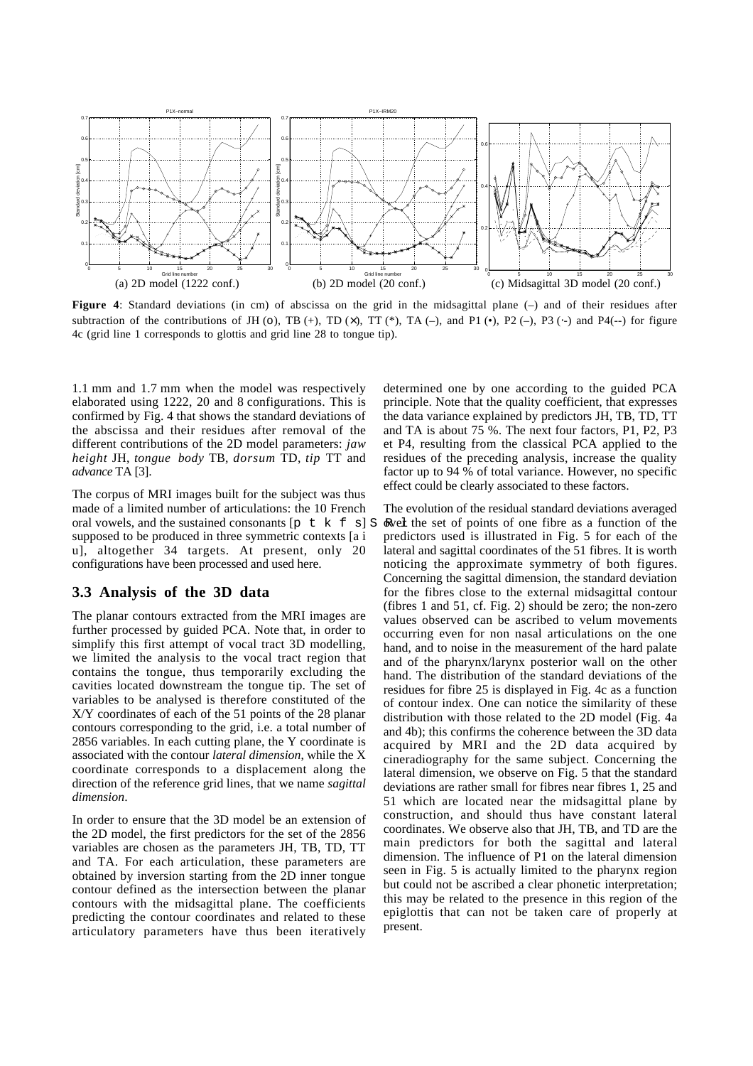**Figure 4**: Standard deviations (in cm) of abscissa on the grid in the midsagittal plane (–) and of their residues after subtraction of the contributions of JH (o), TB (+), TD (×), TT (*), TA (–), and P1 (•), P2 (–), P3 (·-) and P4(--) for figure 4c (grid line 1 corresponds to glottis and grid line 28 to tongue tip).

(a) 2D model (1222 conf.) (b) 2D model (20 conf.) (c) Midsagittal 3D model (20 conf.)

1.1 mm and 1.7 mm when the model was respectively elaborated using 1222, 20 and 8 configurations. This is confirmed by Fig. 4 that shows the standard deviations of the abscissa and their residues after removal of the different contributions of the 2D model parameters: *jaw height* JH, *tongue body* TB, *dorsum* TD, *tip* TT and *advance* TA [3].

The corpus of MRI images built for the subject was thus made of a limited number of articulations: the 10 French oral vowels, and the sustained consonants [p t k f s ʃ ʁ l] supposed to be produced in three symmetric contexts [a i u], altogether 34 targets. At present, only 20 configurations have been processed and used here.

### 3.3 Analysis of the 3D data

The planar contours extracted from the MRI images are further processed by guided PCA. Note that, in order to simplify this first attempt of vocal tract 3D modelling, we limited the analysis to the vocal tract region that contains the tongue, thus temporarily excluding the cavities located downstream the tongue tip. The set of variables to be analysed is therefore constituted of the X/Y coordinates of each of the 51 points of the 28 planar contours corresponding to the grid, i.e. a total number of 2856 variables. In each cutting plane, the Y coordinate is associated with the contour *lateral dimension*, while the X coordinate corresponds to a displacement along the direction of the reference grid lines, that we name *sagittal dimension*.

In order to ensure that the 3D model be an extension of the 2D model, the first predictors for the set of the 2856 variables are chosen as the parameters JH, TB, TD, TT and TA. For each articulation, these parameters are obtained by inversion starting from the 2D inner tongue contour defined as the intersection between the planar contours with the midsagittal plane. The coefficients predicting the contour coordinates and related to these articulatory parameters have thus been iteratively determined one by one according to the guided PCA principle. Note that the quality coefficient, that expresses the data variance explained by predictors JH, TB, TD, TT and TA is about 75 %. The next four factors, P1, P2, P3 et P4, resulting from the classical PCA applied to the residues of the preceding analysis, increase the quality factor up to 94 % of total variance. However, no specific effect could be clearly associated to these factors.

The evolution of the residual standard deviations averaged over the set of points of one fibre as a function of the predictors used is illustrated in Fig. 5 for each of the lateral and sagittal coordinates of the 51 fibres. It is worth noticing the approximate symmetry of both figures. Concerning the sagittal dimension, the standard deviation for the fibres close to the external midsagittal contour (fibres 1 and 51, cf. Fig. 2) should be zero; the non-zero values observed can be ascribed to velum movements occurring even for non nasal articulations on the one hand, and to noise in the measurement of the hard palate and of the pharynx/larynx posterior wall on the other hand. The distribution of the standard deviations of the residues for fibre 25 is displayed in Fig. 4c as a function of contour index. One can notice the similarity of these distribution with those related to the 2D model (Fig. 4a and 4b); this confirms the coherence between the 3D data acquired by MRI and the 2D data acquired by cineradiography for the same subject. Concerning the lateral dimension, we observe on Fig. 5 that the standard deviations are rather small for fibres near fibres 1, 25 and 51 which are located near the midsagittal plane by construction, and should thus have constant lateral coordinates. We observe also that JH, TB, and TD are the main predictors for both the sagittal and lateral dimension. The influence of P1 on the lateral dimension seen in Fig. 5 is actually limited to the pharynx region but could not be ascribed a clear phonetic interpretation; this may be related to the presence in this region of the epiglottis that can not be taken care of properly at present.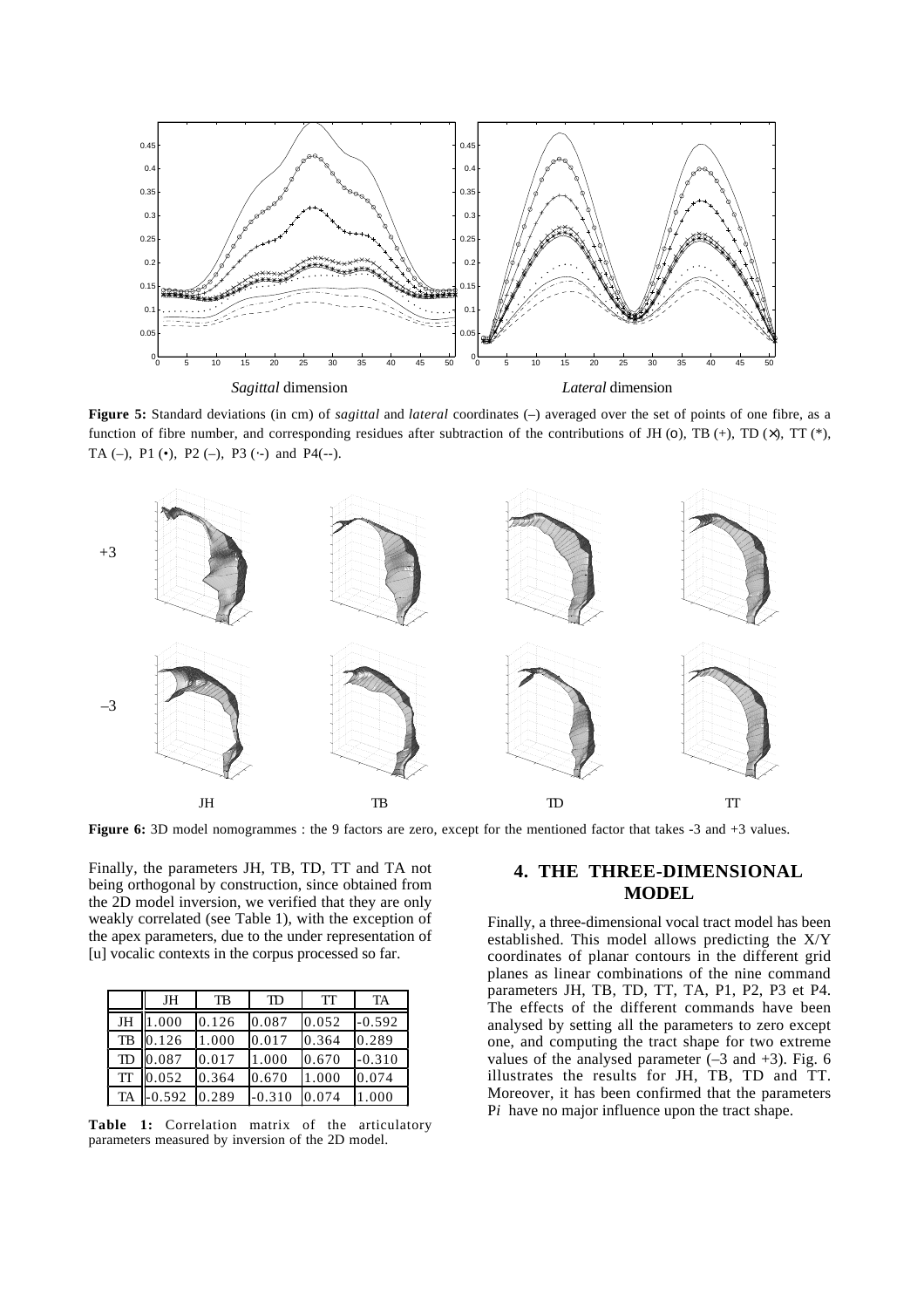Sagittal dimension                                                    Lateral dimension

**Figure 5:** Standard deviations (in cm) of *sagittal* and *lateral* coordinates (–) averaged over the set of points of one fibre, as a function of fibre number, and corresponding residues after subtraction of the contributions of JH (o), TB (+), TD (×), TT (*), TA (–), P1 (•), P2 (–), P3 (·-) and P4(--).

**Figure 6:** 3D model nomogrammes : the 9 factors are zero, except for the mentioned factor that takes -3 and +3 values.

Finally, the parameters JH, TB, TD, TT and TA not being orthogonal by construction, since obtained from the 2D model inversion, we verified that they are only weakly correlated (see Table 1), with the exception of the apex parameters, due to the under representation of [u] vocalic contexts in the corpus processed so far.

| | JH | TB | TD | TT | TA |
|---|---|---|---|---|---|
| JH | 1.000 | 0.126 | 0.087 | 0.052 | -0.592 |
| TB | 0.126 | 1.000 | 0.017 | 0.364 | 0.289 |
| TD | 0.087 | 0.017 | 1.000 | 0.670 | -0.310 |
| TT | 0.052 | 0.364 | 0.670 | 1.000 | 0.074 |
| TA | -0.592 | 0.289 | -0.310 | 0.074 | 1.000 |

**Table 1:** Correlation matrix of the articulatory parameters measured by inversion of the 2D model.

## 4. THE THREE-DIMENSIONAL MODEL

Finally, a three-dimensional vocal tract model has been established. This model allows predicting the X/Y coordinates of planar contours in the different grid planes as linear combinations of the nine command parameters JH, TB, TD, TT, TA, P1, P2, P3 et P4. The effects of the different commands have been analysed by setting all the parameters to zero except one, and computing the tract shape for two extreme values of the analysed parameter (–3 and +3). Fig. 6 illustrates the results for JH, TB, TD and TT. Moreover, it has been confirmed that the parameters P*i* have no major influence upon the tract shape.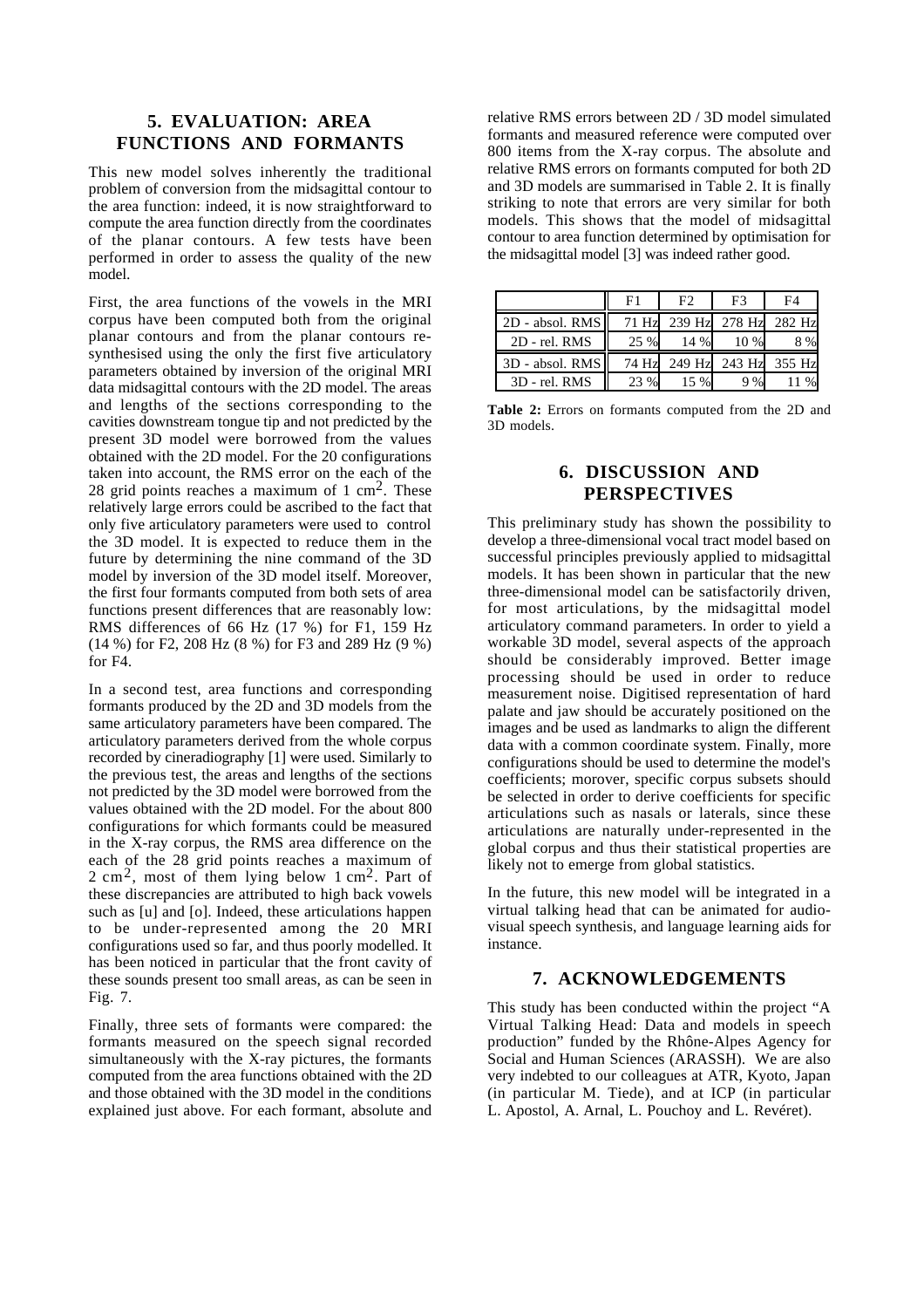## 5. EVALUATION: AREA FUNCTIONS AND FORMANTS

This new model solves inherently the traditional problem of conversion from the midsagittal contour to the area function: indeed, it is now straightforward to compute the area function directly from the coordinates of the planar contours. A few tests have been performed in order to assess the quality of the new model.

First, the area functions of the vowels in the MRI corpus have been computed both from the original planar contours and from the planar contours re-synthesised using the only the first five articulatory parameters obtained by inversion of the original MRI data midsagittal contours with the 2D model. The areas and lengths of the sections corresponding to the cavities downstream tongue tip and not predicted by the present 3D model were borrowed from the values obtained with the 2D model. For the 20 configurations taken into account, the RMS error on the each of the 28 grid points reaches a maximum of 1 $cm^2$. These relatively large errors could be ascribed to the fact that only five articulatory parameters were used to control the 3D model. It is expected to reduce them in the future by determining the nine command of the 3D model by inversion of the 3D model itself. Moreover, the first four formants computed from both sets of area functions present differences that are reasonably low: RMS differences of 66 Hz (17 %) for F1, 159 Hz (14 %) for F2, 208 Hz (8 %) for F3 and 289 Hz (9 %) for F4.

In a second test, area functions and corresponding formants produced by the 2D and 3D models from the same articulatory parameters have been compared. The articulatory parameters derived from the whole corpus recorded by cineradiography [1] were used. Similarly to the previous test, the areas and lengths of the sections not predicted by the 3D model were borrowed from the values obtained with the 2D model. For the about 800 configurations for which formants could be measured in the X-ray corpus, the RMS area difference on the each of the 28 grid points reaches a maximum of 2 $cm^2$, most of them lying below 1 $cm^2$. Part of these discrepancies are attributed to high back vowels such as [u] and [o]. Indeed, these articulations happen to be under-represented among the 20 MRI configurations used so far, and thus poorly modelled. It has been noticed in particular that the front cavity of these sounds present too small areas, as can be seen in Fig. 7.

Finally, three sets of formants were compared: the formants measured on the speech signal recorded simultaneously with the X-ray pictures, the formants computed from the area functions obtained with the 2D and those obtained with the 3D model in the conditions explained just above. For each formant, absolute and relative RMS errors between 2D / 3D model simulated formants and measured reference were computed over 800 items from the X-ray corpus. The absolute and relative RMS errors on formants computed for both 2D and 3D models are summarised in Table 2. It is finally striking to note that errors are very similar for both models. This shows that the model of midsagittal contour to area function determined by optimisation for the midsagittal model [3] was indeed rather good.

| | F1 | F2 | F3 | F4 |
|---|---|---|---|---|
| 2D - absol. RMS | 71 Hz | 239 Hz | 278 Hz | 282 Hz |
| 2D - rel. RMS | 25 % | 14 % | 10 % | 8 % |
| 3D - absol. RMS | 74 Hz | 249 Hz | 243 Hz | 355 Hz |
| 3D - rel. RMS | 23 % | 15 % | 9 % | 11 % |

**Table 2:** Errors on formants computed from the 2D and 3D models.

## 6. DISCUSSION AND PERSPECTIVES

This preliminary study has shown the possibility to develop a three-dimensional vocal tract model based on successful principles previously applied to midsagittal models. It has been shown in particular that the new three-dimensional model can be satisfactorily driven, for most articulations, by the midsagittal model articulatory command parameters. In order to yield a workable 3D model, several aspects of the approach should be considerably improved. Better image processing should be used in order to reduce measurement noise. Digitised representation of hard palate and jaw should be accurately positioned on the images and be used as landmarks to align the different data with a common coordinate system. Finally, more configurations should be used to determine the model's coefficients; morover, specific corpus subsets should be selected in order to derive coefficients for specific articulations such as nasals or laterals, since these articulations are naturally under-represented in the global corpus and thus their statistical properties are likely not to emerge from global statistics.

In the future, this new model will be integrated in a virtual talking head that can be animated for audio-visual speech synthesis, and language learning aids for instance.

## 7. ACKNOWLEDGEMENTS

This study has been conducted within the project "A Virtual Talking Head: Data and models in speech production" funded by the Rhône-Alpes Agency for Social and Human Sciences (ARASSH). We are also very indebted to our colleagues at ATR, Kyoto, Japan (in particular M. Tiede), and at ICP (in particular L. Apostol, A. Arnal, L. Pouchoy and L. Revéret).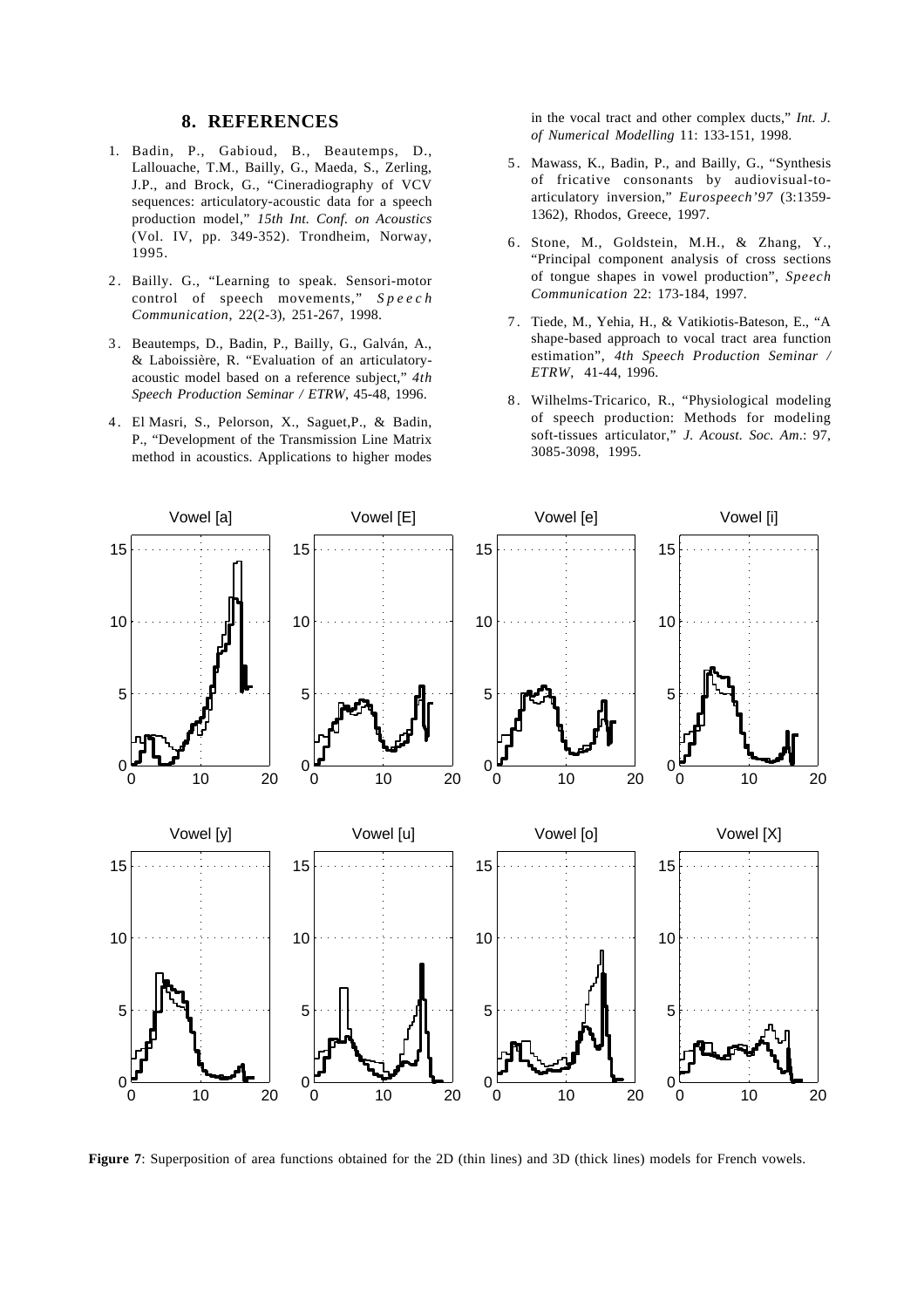## 8. REFERENCES

1. Badin, P., Gabioud, B., Beautemps, D., Lallouache, T.M., Bailly, G., Maeda, S., Zerling, J.P., and Brock, G., "Cineradiography of VCV sequences: articulatory-acoustic data for a speech production model," *15th Int. Conf. on Acoustics* (Vol. IV, pp. 349-352). Trondheim, Norway, 1995.

2. Bailly. G., "Learning to speak. Sensori-motor control of speech movements," *Speech Communication*, 22(2-3), 251-267, 1998.

3. Beautemps, D., Badin, P., Bailly, G., Galván, A., & Laboissière, R. "Evaluation of an articulatory-acoustic model based on a reference subject," *4th Speech Production Seminar / ETRW*, 45-48, 1996.

4. El Masri, S., Pelorson, X., Saguet,P., & Badin, P., "Development of the Transmission Line Matrix method in acoustics. Applications to higher modes in the vocal tract and other complex ducts," *Int. J. of Numerical Modelling* 11: 133-151, 1998.

5. Mawass, K., Badin, P., and Bailly, G., "Synthesis of fricative consonants by audiovisual-to-articulatory inversion," *Eurospeech'97* (3:1359-1362), Rhodos, Greece, 1997.

6. Stone, M., Goldstein, M.H., & Zhang, Y., "Principal component analysis of cross sections of tongue shapes in vowel production", *Speech Communication* 22: 173-184, 1997.

7. Tiede, M., Yehia, H., & Vatikiotis-Bateson, E., "A shape-based approach to vocal tract area function estimation", *4th Speech Production Seminar / ETRW*, 41-44, 1996.

8. Wilhelms-Tricarico, R., "Physiological modeling of speech production: Methods for modeling soft-tissues articulator," *J. Acoust. Soc. Am.*: 97, 3085-3098, 1995.

Vowel [a]
Vowel [E]
Vowel [e]
Vowel [i]
Vowel [y]
Vowel [u]
Vowel [o]
Vowel [X]

**Figure 7**: Superposition of area functions obtained for the 2D (thin lines) and 3D (thick lines) models for French vowels.